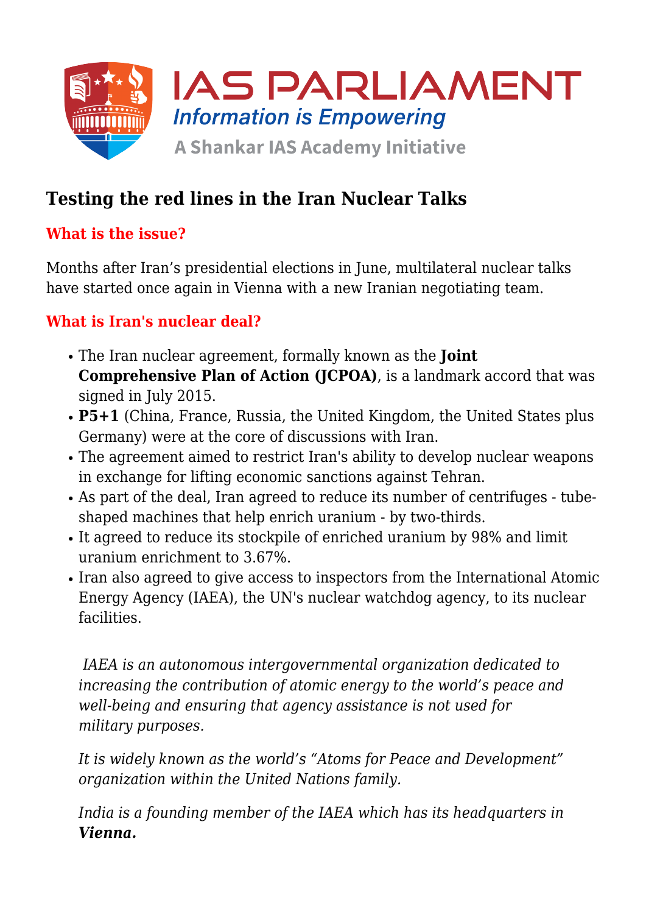# Testing the red lines in the Iran Nuclear Talks

## What is the issue?

Months after Iran's presidential elections in June, multilateral nuclear talks have started once again in Vienna with a new Iranian negotiating team.

## What is Iran's nuclear deal?

- The Iran nuclear agreement, formally known as the **Joint Comprehensive Plan of Action (JCPOA)**, is a landmark accord that was signed in July 2015.
- **P5+1** (China, France, Russia, the United Kingdom, the United States plus Germany) were at the core of discussions with Iran.
- The agreement aimed to restrict Iran's ability to develop nuclear weapons in exchange for lifting economic sanctions against Tehran.
- As part of the deal, Iran agreed to reduce its number of centrifuges - tube-shaped machines that help enrich uranium - by two-thirds.
- It agreed to reduce its stockpile of enriched uranium by 98% and limit uranium enrichment to 3.67%.
- Iran also agreed to give access to inspectors from the International Atomic Energy Agency (IAEA), the UN's nuclear watchdog agency, to its nuclear facilities.

*IAEA is an autonomous intergovernmental organization dedicated to increasing the contribution of atomic energy to the world's peace and well-being and ensuring that agency assistance is not used for military purposes.*

*It is widely known as the world's "Atoms for Peace and Development" organization within the United Nations family.*

*India is a founding member of the IAEA which has its headquarters in* ***Vienna.***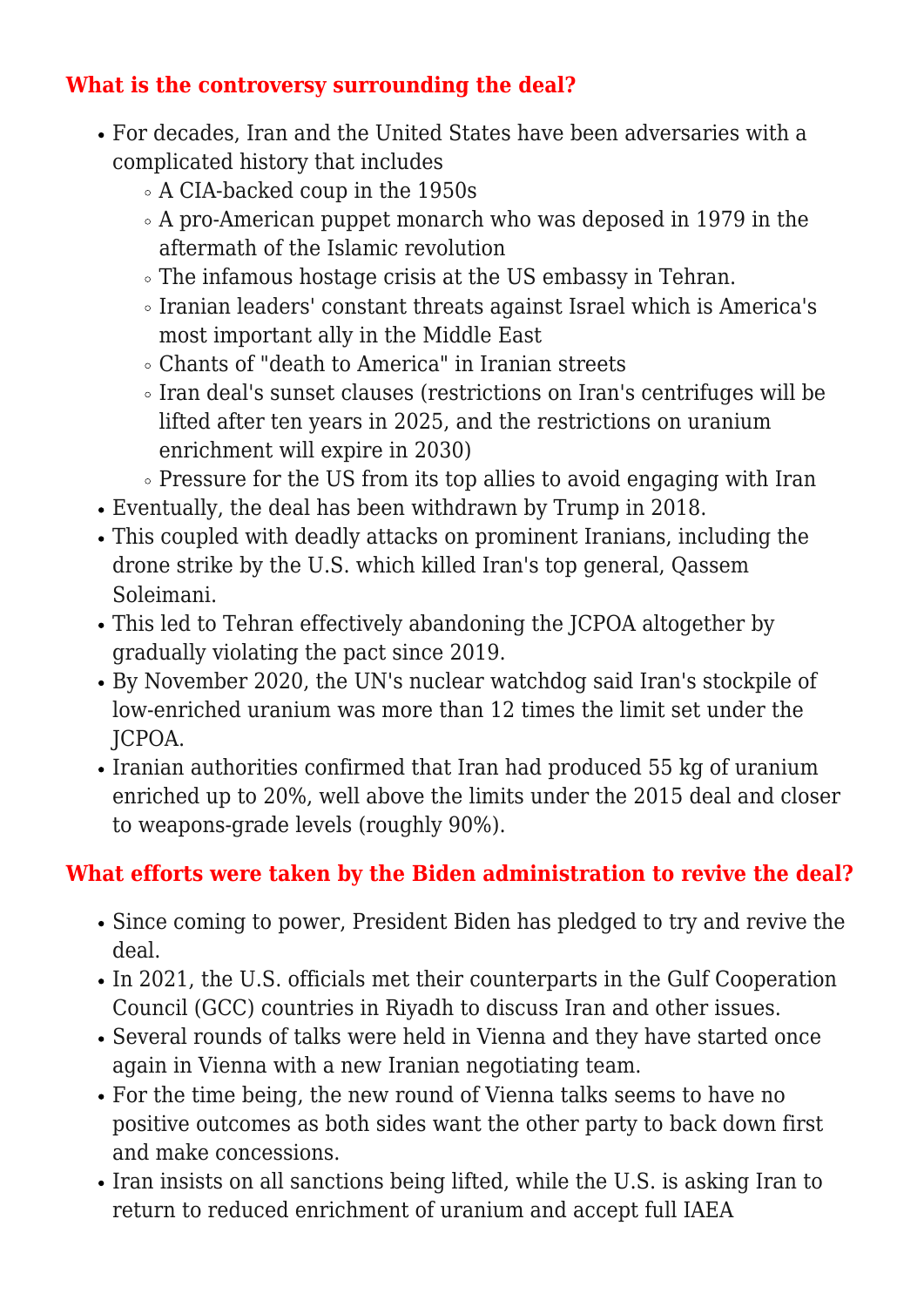### What is the controversy surrounding the deal?

- For decades, Iran and the United States have been adversaries with a complicated history that includes
  - A CIA-backed coup in the 1950s
  - A pro-American puppet monarch who was deposed in 1979 in the aftermath of the Islamic revolution
  - The infamous hostage crisis at the US embassy in Tehran.
  - Iranian leaders' constant threats against Israel which is America's most important ally in the Middle East
  - Chants of "death to America" in Iranian streets
  - Iran deal's sunset clauses (restrictions on Iran's centrifuges will be lifted after ten years in 2025, and the restrictions on uranium enrichment will expire in 2030)
  - Pressure for the US from its top allies to avoid engaging with Iran
- Eventually, the deal has been withdrawn by Trump in 2018.
- This coupled with deadly attacks on prominent Iranians, including the drone strike by the U.S. which killed Iran's top general, Qassem Soleimani.
- This led to Tehran effectively abandoning the JCPOA altogether by gradually violating the pact since 2019.
- By November 2020, the UN's nuclear watchdog said Iran's stockpile of low-enriched uranium was more than 12 times the limit set under the JCPOA.
- Iranian authorities confirmed that Iran had produced 55 kg of uranium enriched up to 20%, well above the limits under the 2015 deal and closer to weapons-grade levels (roughly 90%).

### What efforts were taken by the Biden administration to revive the deal?

- Since coming to power, President Biden has pledged to try and revive the deal.
- In 2021, the U.S. officials met their counterparts in the Gulf Cooperation Council (GCC) countries in Riyadh to discuss Iran and other issues.
- Several rounds of talks were held in Vienna and they have started once again in Vienna with a new Iranian negotiating team.
- For the time being, the new round of Vienna talks seems to have no positive outcomes as both sides want the other party to back down first and make concessions.
- Iran insists on all sanctions being lifted, while the U.S. is asking Iran to return to reduced enrichment of uranium and accept full IAEA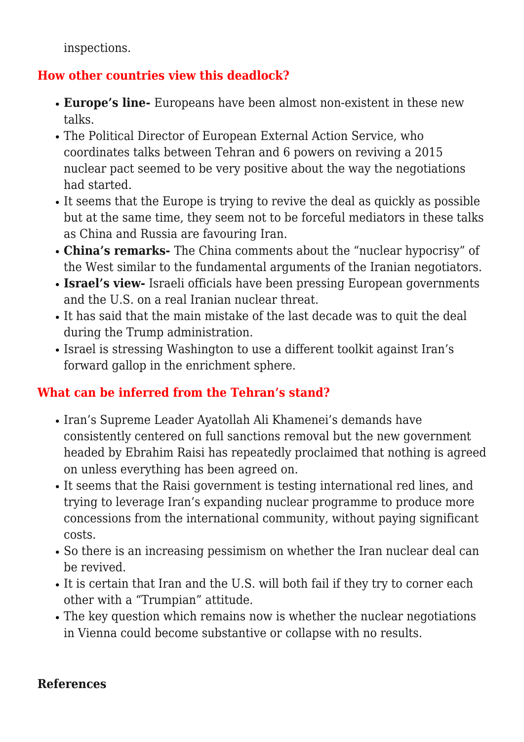inspections.

## How other countries view this deadlock?

- **Europe's line-** Europeans have been almost non-existent in these new talks.
- The Political Director of European External Action Service, who coordinates talks between Tehran and 6 powers on reviving a 2015 nuclear pact seemed to be very positive about the way the negotiations had started.
- It seems that the Europe is trying to revive the deal as quickly as possible but at the same time, they seem not to be forceful mediators in these talks as China and Russia are favouring Iran.
- **China's remarks-** The China comments about the "nuclear hypocrisy" of the West similar to the fundamental arguments of the Iranian negotiators.
- **Israel's view-** Israeli officials have been pressing European governments and the U.S. on a real Iranian nuclear threat.
- It has said that the main mistake of the last decade was to quit the deal during the Trump administration.
- Israel is stressing Washington to use a different toolkit against Iran's forward gallop in the enrichment sphere.

## What can be inferred from the Tehran's stand?

- Iran's Supreme Leader Ayatollah Ali Khamenei's demands have consistently centered on full sanctions removal but the new government headed by Ebrahim Raisi has repeatedly proclaimed that nothing is agreed on unless everything has been agreed on.
- It seems that the Raisi government is testing international red lines, and trying to leverage Iran's expanding nuclear programme to produce more concessions from the international community, without paying significant costs.
- So there is an increasing pessimism on whether the Iran nuclear deal can be revived.
- It is certain that Iran and the U.S. will both fail if they try to corner each other with a "Trumpian" attitude.
- The key question which remains now is whether the nuclear negotiations in Vienna could become substantive or collapse with no results.

**References**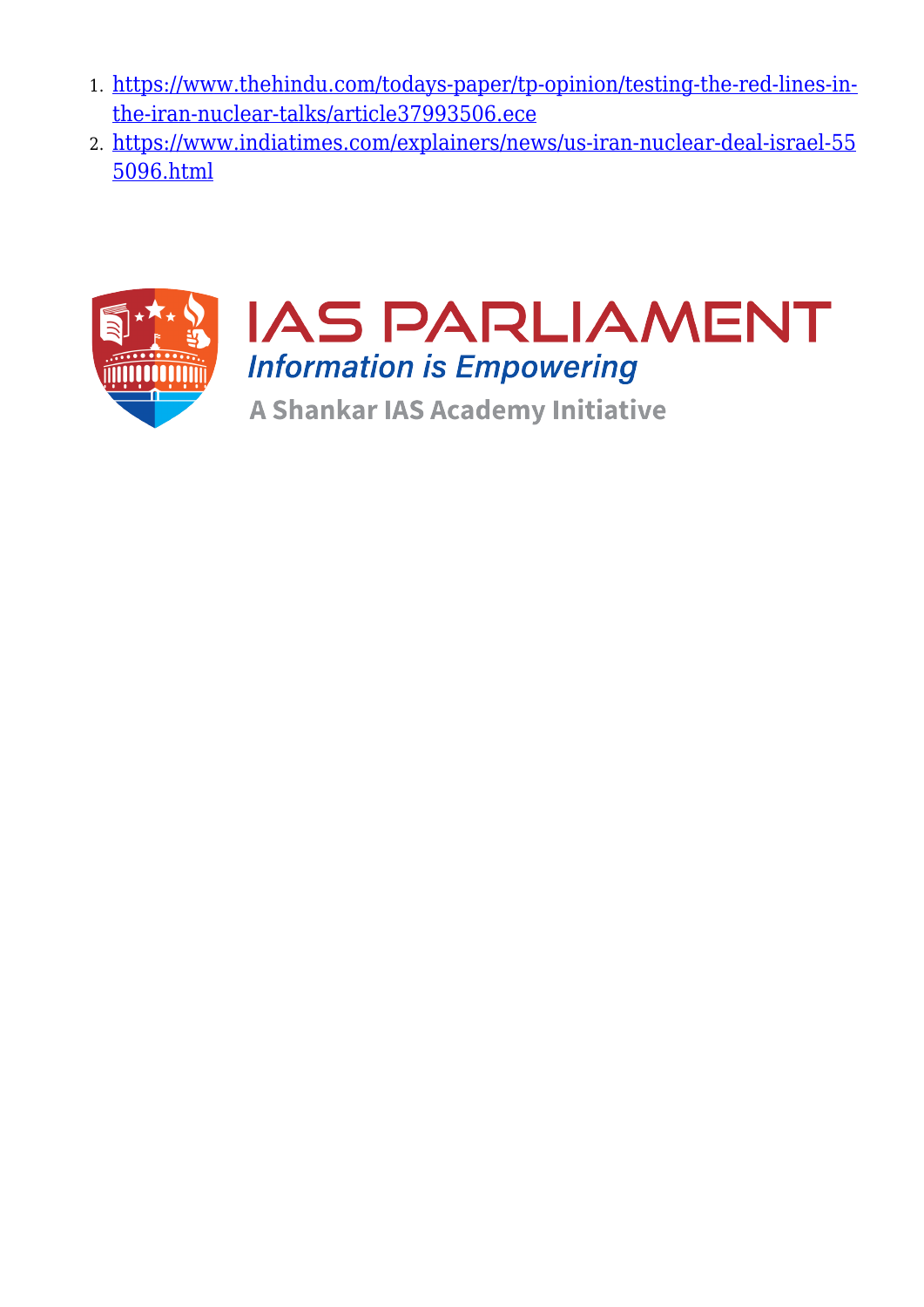1. https://www.thehindu.com/todays-paper/tp-opinion/testing-the-red-lines-in-the-iran-nuclear-talks/article37993506.ece
2. https://www.indiatimes.com/explainers/news/us-iran-nuclear-deal-israel-555096.html